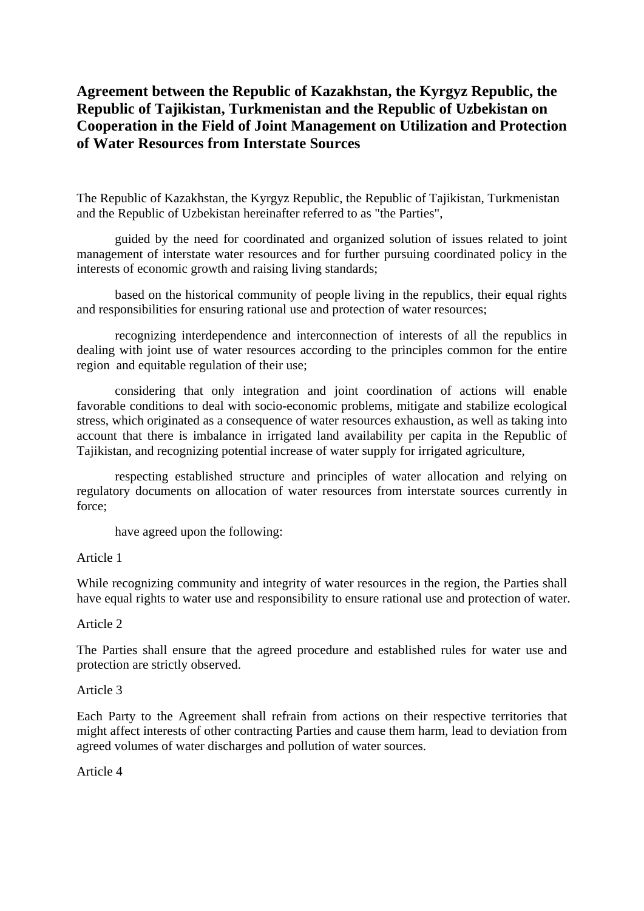# Agreement between the Republic of Kazakhstan, the Kyrgyz Republic, the Republic of Tajikistan, Turkmenistan and the Republic of Uzbekistan on Cooperation in the Field of Joint Management on Utilization and Protection of Water Resources from Interstate Sources

The Republic of Kazakhstan, the Kyrgyz Republic, the Republic of Tajikistan, Turkmenistan and the Republic of Uzbekistan hereinafter referred to as "the Parties",

guided by the need for coordinated and organized solution of issues related to joint management of interstate water resources and for further pursuing coordinated policy in the interests of economic growth and raising living standards;

based on the historical community of people living in the republics, their equal rights and responsibilities for ensuring rational use and protection of water resources;

recognizing interdependence and interconnection of interests of all the republics in dealing with joint use of water resources according to the principles common for the entire region and equitable regulation of their use;

considering that only integration and joint coordination of actions will enable favorable conditions to deal with socio-economic problems, mitigate and stabilize ecological stress, which originated as a consequence of water resources exhaustion, as well as taking into account that there is imbalance in irrigated land availability per capita in the Republic of Tajikistan, and recognizing potential increase of water supply for irrigated agriculture,

respecting established structure and principles of water allocation and relying on regulatory documents on allocation of water resources from interstate sources currently in force;

have agreed upon the following:

Article 1

While recognizing community and integrity of water resources in the region, the Parties shall have equal rights to water use and responsibility to ensure rational use and protection of water.

Article 2

The Parties shall ensure that the agreed procedure and established rules for water use and protection are strictly observed.

Article 3

Each Party to the Agreement shall refrain from actions on their respective territories that might affect interests of other contracting Parties and cause them harm, lead to deviation from agreed volumes of water discharges and pollution of water sources.

Article 4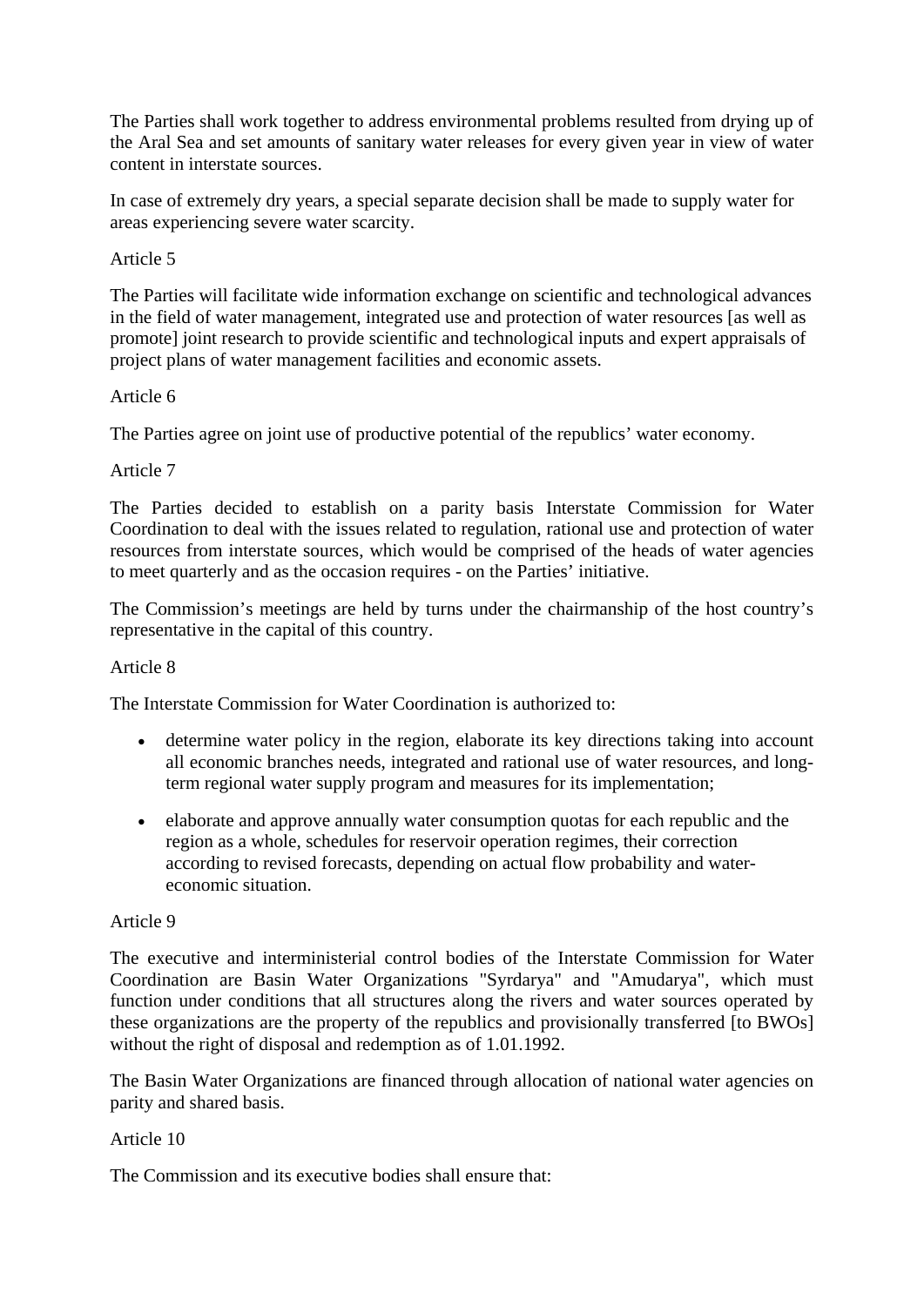The Parties shall work together to address environmental problems resulted from drying up of the Aral Sea and set amounts of sanitary water releases for every given year in view of water content in interstate sources.

In case of extremely dry years, a special separate decision shall be made to supply water for areas experiencing severe water scarcity.

Article 5

The Parties will facilitate wide information exchange on scientific and technological advances in the field of water management, integrated use and protection of water resources [as well as promote] joint research to provide scientific and technological inputs and expert appraisals of project plans of water management facilities and economic assets.

Article 6

The Parties agree on joint use of productive potential of the republics' water economy.

Article 7

The Parties decided to establish on a parity basis Interstate Commission for Water Coordination to deal with the issues related to regulation, rational use and protection of water resources from interstate sources, which would be comprised of the heads of water agencies to meet quarterly and as the occasion requires - on the Parties' initiative.

The Commission's meetings are held by turns under the chairmanship of the host country's representative in the capital of this country.

Article 8

The Interstate Commission for Water Coordination is authorized to:

- determine water policy in the region, elaborate its key directions taking into account all economic branches needs, integrated and rational use of water resources, and long-term regional water supply program and measures for its implementation;
- elaborate and approve annually water consumption quotas for each republic and the region as a whole, schedules for reservoir operation regimes, their correction according to revised forecasts, depending on actual flow probability and water-economic situation.

Article 9

The executive and interministerial control bodies of the Interstate Commission for Water Coordination are Basin Water Organizations "Syrdarya" and "Amudarya", which must function under conditions that all structures along the rivers and water sources operated by these organizations are the property of the republics and provisionally transferred [to BWOs] without the right of disposal and redemption as of 1.01.1992.

The Basin Water Organizations are financed through allocation of national water agencies on parity and shared basis.

Article 10

The Commission and its executive bodies shall ensure that: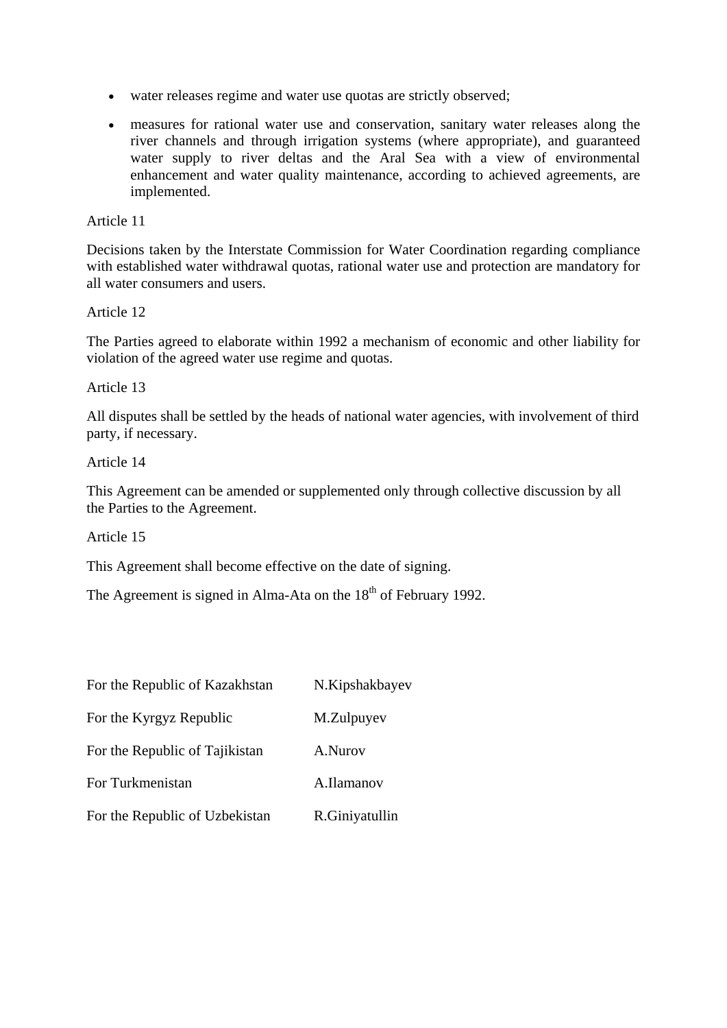- water releases regime and water use quotas are strictly observed;
- measures for rational water use and conservation, sanitary water releases along the river channels and through irrigation systems (where appropriate), and guaranteed water supply to river deltas and the Aral Sea with a view of environmental enhancement and water quality maintenance, according to achieved agreements, are implemented.

Article 11

Decisions taken by the Interstate Commission for Water Coordination regarding compliance with established water withdrawal quotas, rational water use and protection are mandatory for all water consumers and users.

Article 12

The Parties agreed to elaborate within 1992 a mechanism of economic and other liability for violation of the agreed water use regime and quotas.

Article 13

All disputes shall be settled by the heads of national water agencies, with involvement of third party, if necessary.

Article 14

This Agreement can be amended or supplemented only through collective discussion by all the Parties to the Agreement.

Article 15

This Agreement shall become effective on the date of signing.

The Agreement is signed in Alma-Ata on the 18th of February 1992.

| | |
|---|---|
| For the Republic of Kazakhstan | N.Kipshakbayev |
| For the Kyrgyz Republic | M.Zulpuyev |
| For the Republic of Tajikistan | A.Nurov |
| For Turkmenistan | A.Ilamanov |
| For the Republic of Uzbekistan | R.Giniyatullin |